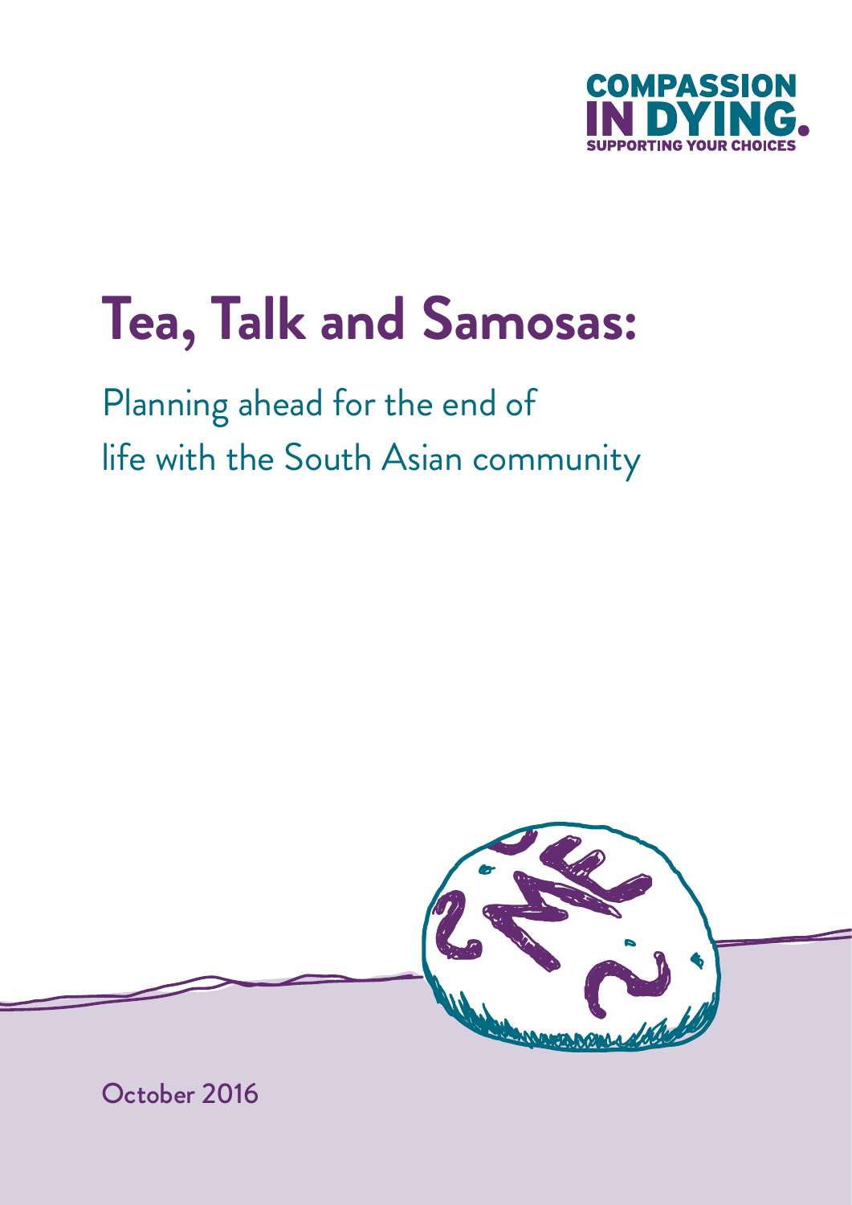COMPASSION IN DYING.
SUPPORTING YOUR CHOICES

# Tea, Talk and Samosas:

## Planning ahead for the end of life with the South Asian community

October 2016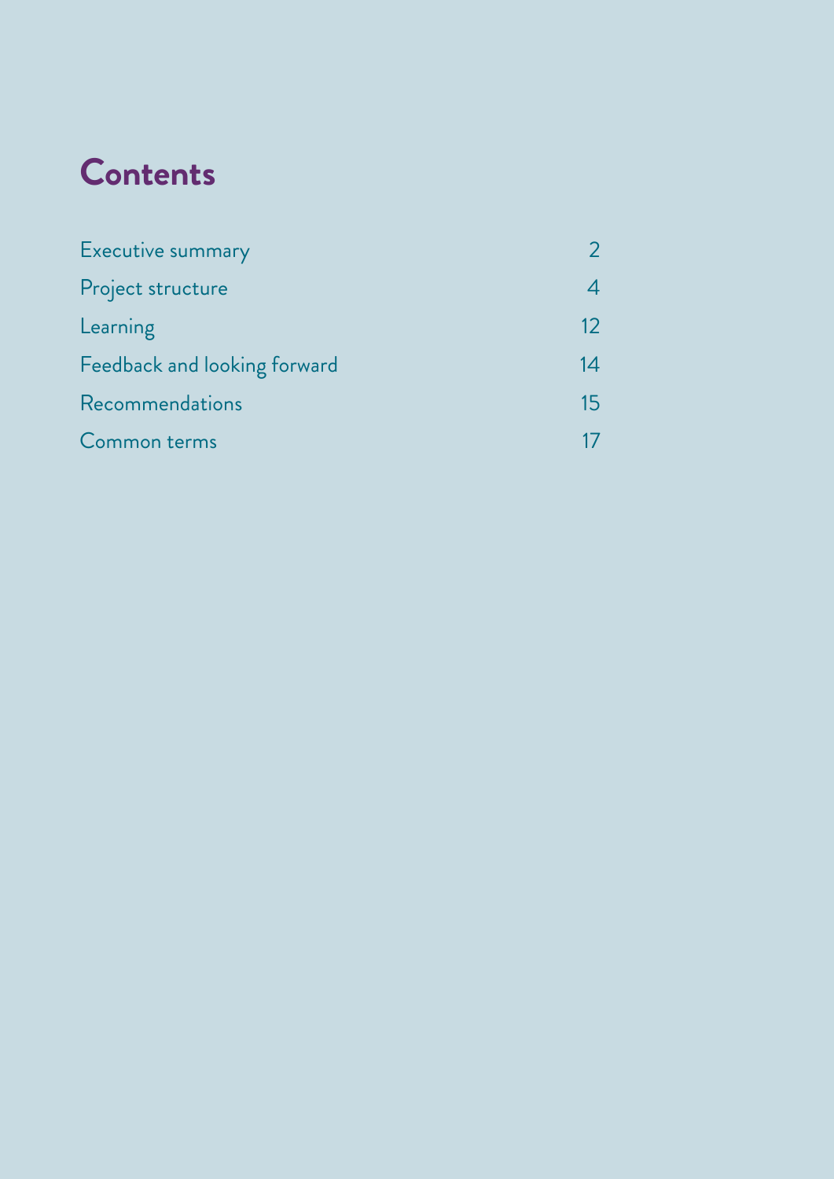# Contents

| | |
|---|---|
| Executive summary | 2 |
| Project structure | 4 |
| Learning | 12 |
| Feedback and looking forward | 14 |
| Recommendations | 15 |
| Common terms | 17 |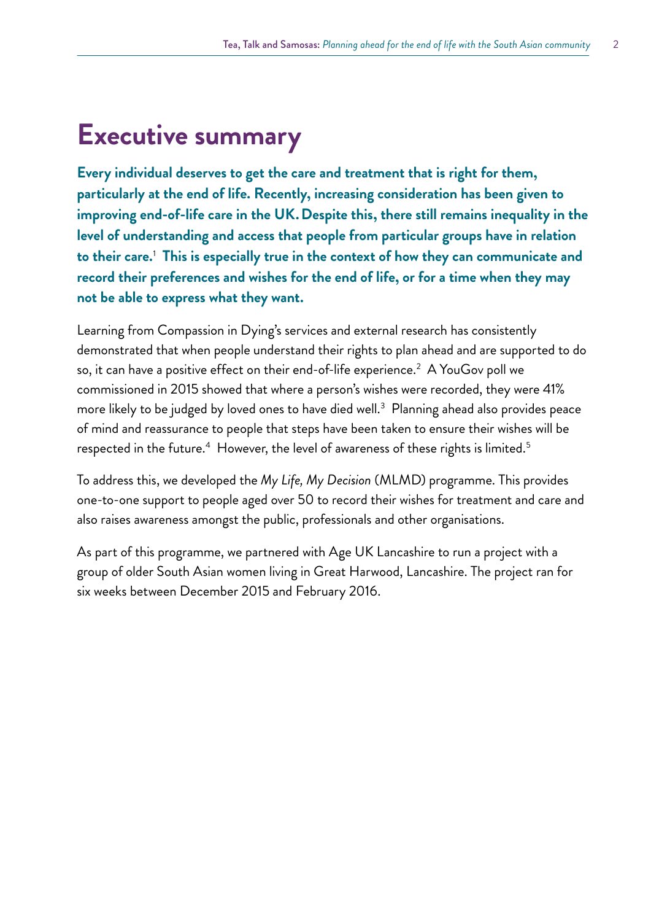# Executive summary

**Every individual deserves to get the care and treatment that is right for them, particularly at the end of life. Recently, increasing consideration has been given to improving end-of-life care in the UK. Despite this, there still remains inequality in the level of understanding and access that people from particular groups have in relation to their care.[1] This is especially true in the context of how they can communicate and record their preferences and wishes for the end of life, or for a time when they may not be able to express what they want.**

Learning from Compassion in Dying's services and external research has consistently demonstrated that when people understand their rights to plan ahead and are supported to do so, it can have a positive effect on their end-of-life experience.[2] A YouGov poll we commissioned in 2015 showed that where a person's wishes were recorded, they were 41% more likely to be judged by loved ones to have died well.[3] Planning ahead also provides peace of mind and reassurance to people that steps have been taken to ensure their wishes will be respected in the future.[4] However, the level of awareness of these rights is limited.[5]

To address this, we developed the *My Life, My Decision* (MLMD) programme. This provides one-to-one support to people aged over 50 to record their wishes for treatment and care and also raises awareness amongst the public, professionals and other organisations.

As part of this programme, we partnered with Age UK Lancashire to run a project with a group of older South Asian women living in Great Harwood, Lancashire. The project ran for six weeks between December 2015 and February 2016.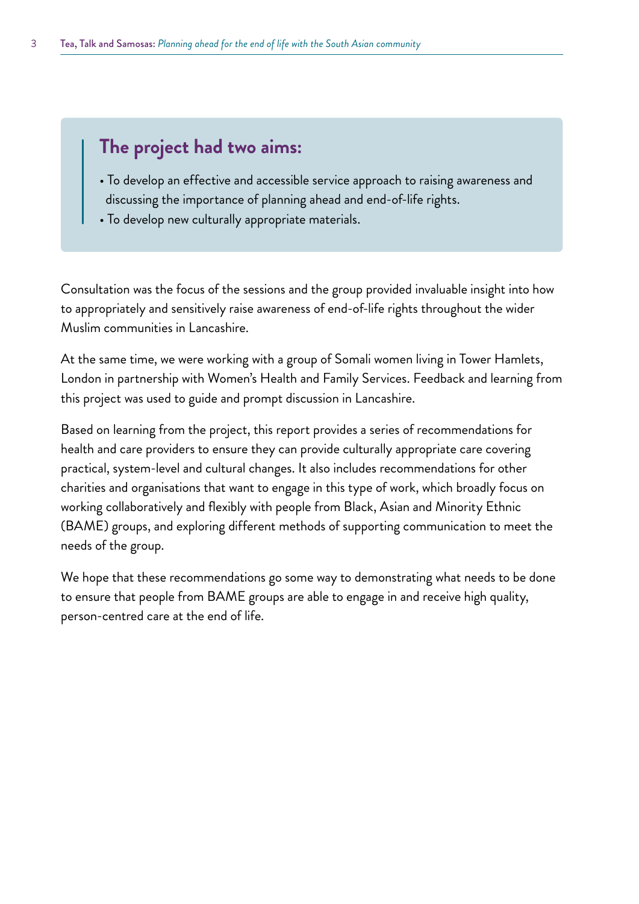## The project had two aims:

- To develop an effective and accessible service approach to raising awareness and discussing the importance of planning ahead and end-of-life rights.
- To develop new culturally appropriate materials.

Consultation was the focus of the sessions and the group provided invaluable insight into how to appropriately and sensitively raise awareness of end-of-life rights throughout the wider Muslim communities in Lancashire.

At the same time, we were working with a group of Somali women living in Tower Hamlets, London in partnership with Women's Health and Family Services. Feedback and learning from this project was used to guide and prompt discussion in Lancashire.

Based on learning from the project, this report provides a series of recommendations for health and care providers to ensure they can provide culturally appropriate care covering practical, system-level and cultural changes. It also includes recommendations for other charities and organisations that want to engage in this type of work, which broadly focus on working collaboratively and flexibly with people from Black, Asian and Minority Ethnic (BAME) groups, and exploring different methods of supporting communication to meet the needs of the group.

We hope that these recommendations go some way to demonstrating what needs to be done to ensure that people from BAME groups are able to engage in and receive high quality, person-centred care at the end of life.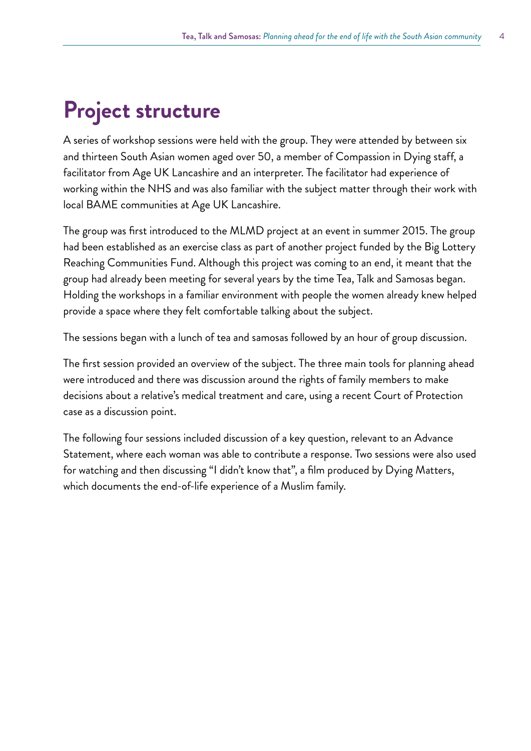# Project structure

A series of workshop sessions were held with the group. They were attended by between six and thirteen South Asian women aged over 50, a member of Compassion in Dying staff, a facilitator from Age UK Lancashire and an interpreter. The facilitator had experience of working within the NHS and was also familiar with the subject matter through their work with local BAME communities at Age UK Lancashire.

The group was first introduced to the MLMD project at an event in summer 2015. The group had been established as an exercise class as part of another project funded by the Big Lottery Reaching Communities Fund. Although this project was coming to an end, it meant that the group had already been meeting for several years by the time Tea, Talk and Samosas began. Holding the workshops in a familiar environment with people the women already knew helped provide a space where they felt comfortable talking about the subject.

The sessions began with a lunch of tea and samosas followed by an hour of group discussion.

The first session provided an overview of the subject. The three main tools for planning ahead were introduced and there was discussion around the rights of family members to make decisions about a relative's medical treatment and care, using a recent Court of Protection case as a discussion point.

The following four sessions included discussion of a key question, relevant to an Advance Statement, where each woman was able to contribute a response. Two sessions were also used for watching and then discussing "I didn't know that", a film produced by Dying Matters, which documents the end-of-life experience of a Muslim family.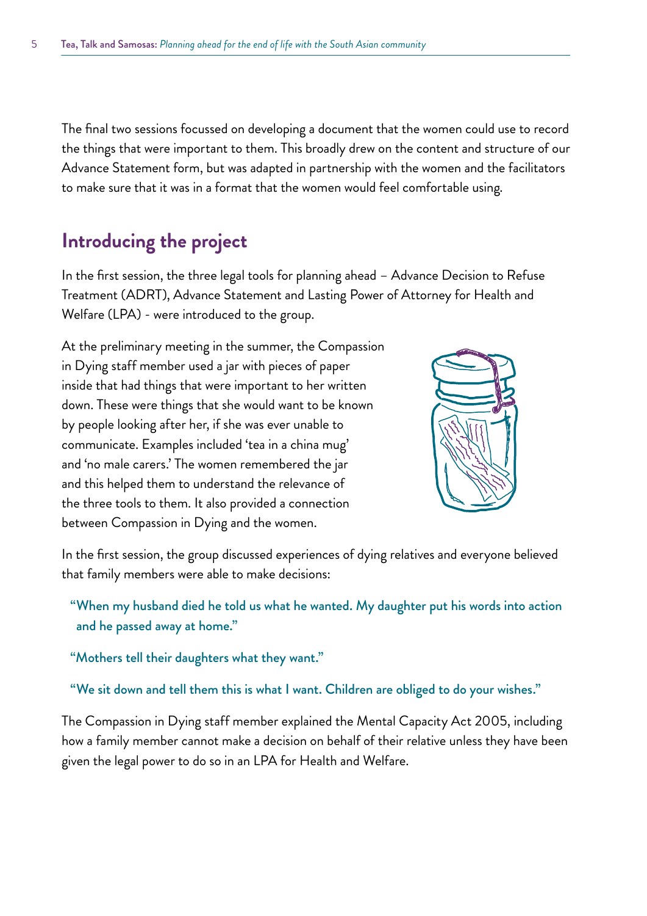The final two sessions focussed on developing a document that the women could use to record the things that were important to them. This broadly drew on the content and structure of our Advance Statement form, but was adapted in partnership with the women and the facilitators to make sure that it was in a format that the women would feel comfortable using.

## Introducing the project

In the first session, the three legal tools for planning ahead – Advance Decision to Refuse Treatment (ADRT), Advance Statement and Lasting Power of Attorney for Health and Welfare (LPA) - were introduced to the group.

At the preliminary meeting in the summer, the Compassion in Dying staff member used a jar with pieces of paper inside that had things that were important to her written down. These were things that she would want to be known by people looking after her, if she was ever unable to communicate. Examples included 'tea in a china mug' and 'no male carers.' The women remembered the jar and this helped them to understand the relevance of the three tools to them. It also provided a connection between Compassion in Dying and the women.

In the first session, the group discussed experiences of dying relatives and everyone believed that family members were able to make decisions:

> **"When my husband died he told us what he wanted. My daughter put his words into action and he passed away at home."**

> **"Mothers tell their daughters what they want."**

> **"We sit down and tell them this is what I want. Children are obliged to do your wishes."**

The Compassion in Dying staff member explained the Mental Capacity Act 2005, including how a family member cannot make a decision on behalf of their relative unless they have been given the legal power to do so in an LPA for Health and Welfare.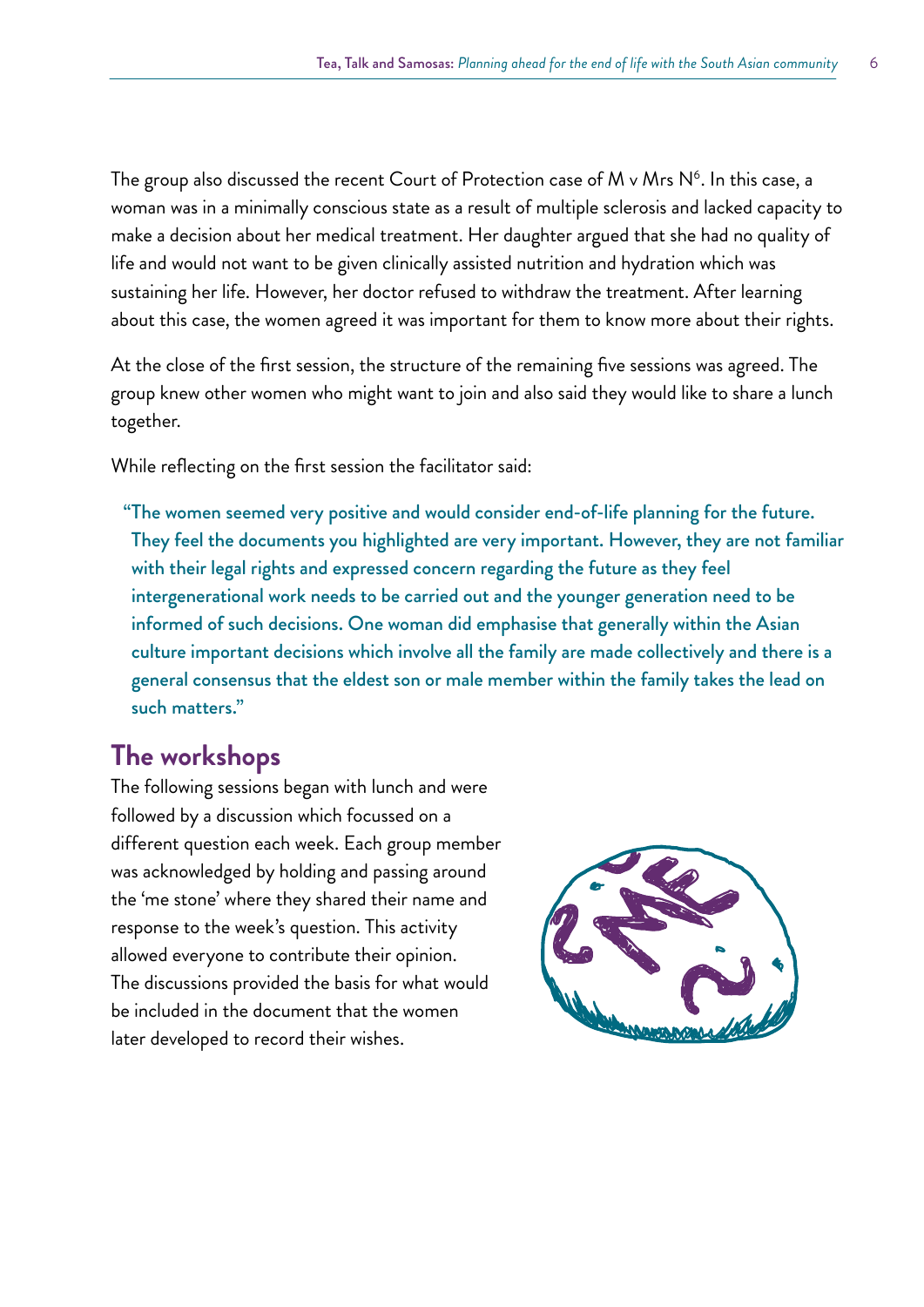The group also discussed the recent Court of Protection case of M v Mrs N[6]. In this case, a woman was in a minimally conscious state as a result of multiple sclerosis and lacked capacity to make a decision about her medical treatment. Her daughter argued that she had no quality of life and would not want to be given clinically assisted nutrition and hydration which was sustaining her life. However, her doctor refused to withdraw the treatment. After learning about this case, the women agreed it was important for them to know more about their rights.

At the close of the first session, the structure of the remaining five sessions was agreed. The group knew other women who might want to join and also said they would like to share a lunch together.

While reflecting on the first session the facilitator said:

> "The women seemed very positive and would consider end-of-life planning for the future. They feel the documents you highlighted are very important. However, they are not familiar with their legal rights and expressed concern regarding the future as they feel intergenerational work needs to be carried out and the younger generation need to be informed of such decisions. One woman did emphasise that generally within the Asian culture important decisions which involve all the family are made collectively and there is a general consensus that the eldest son or male member within the family takes the lead on such matters."

## The workshops

The following sessions began with lunch and were followed by a discussion which focussed on a different question each week. Each group member was acknowledged by holding and passing around the 'me stone' where they shared their name and response to the week's question. This activity allowed everyone to contribute their opinion. The discussions provided the basis for what would be included in the document that the women later developed to record their wishes.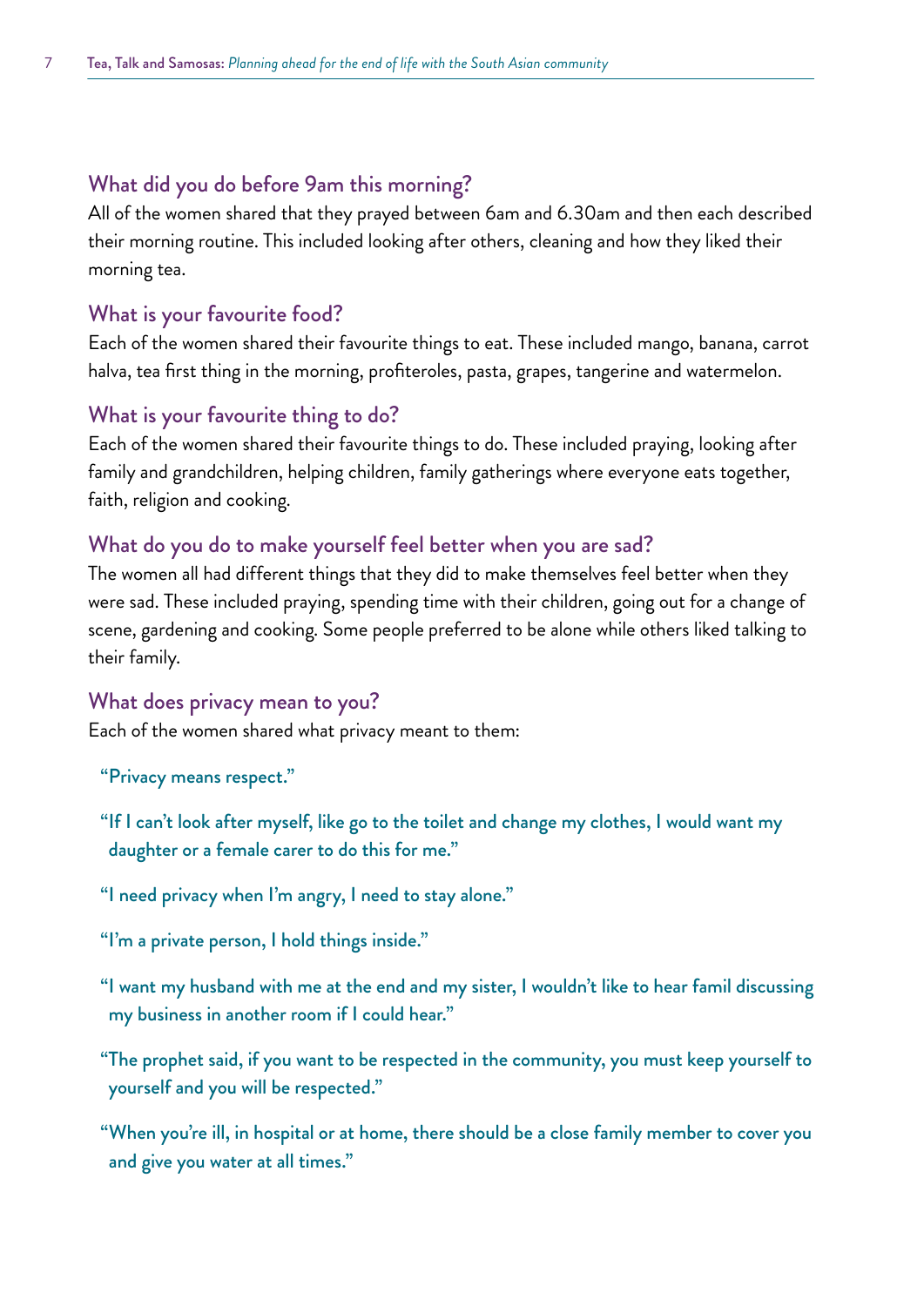### What did you do before 9am this morning?

All of the women shared that they prayed between 6am and 6.30am and then each described their morning routine. This included looking after others, cleaning and how they liked their morning tea.

### What is your favourite food?

Each of the women shared their favourite things to eat. These included mango, banana, carrot halva, tea first thing in the morning, profiteroles, pasta, grapes, tangerine and watermelon.

### What is your favourite thing to do?

Each of the women shared their favourite things to do. These included praying, looking after family and grandchildren, helping children, family gatherings where everyone eats together, faith, religion and cooking.

### What do you do to make yourself feel better when you are sad?

The women all had different things that they did to make themselves feel better when they were sad. These included praying, spending time with their children, going out for a change of scene, gardening and cooking. Some people preferred to be alone while others liked talking to their family.

### What does privacy mean to you?

Each of the women shared what privacy meant to them:

"Privacy means respect."

"If I can't look after myself, like go to the toilet and change my clothes, I would want my daughter or a female carer to do this for me."

"I need privacy when I'm angry, I need to stay alone."

"I'm a private person, I hold things inside."

"I want my husband with me at the end and my sister, I wouldn't like to hear famil discussing my business in another room if I could hear."

"The prophet said, if you want to be respected in the community, you must keep yourself to yourself and you will be respected."

"When you're ill, in hospital or at home, there should be a close family member to cover you and give you water at all times."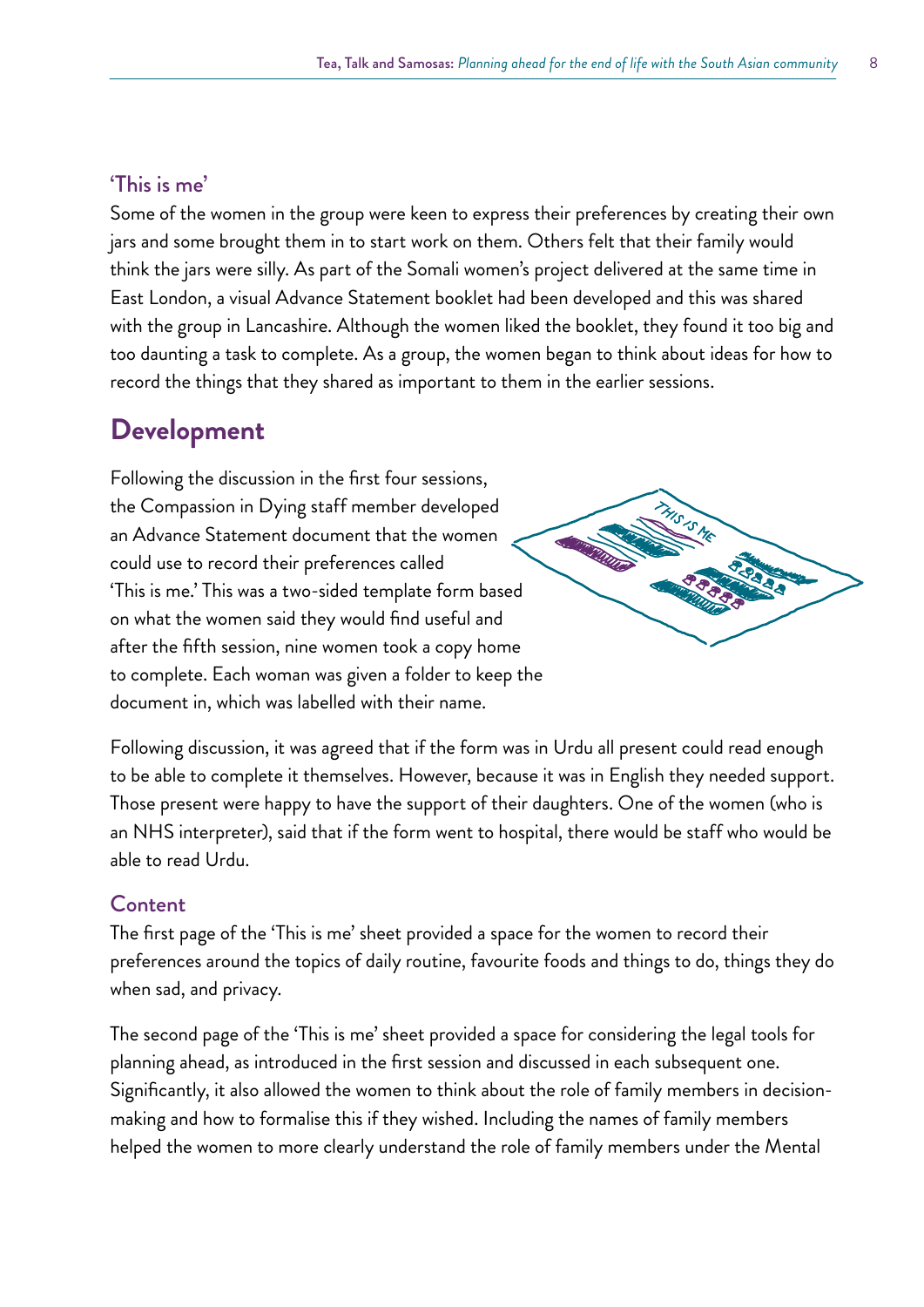### 'This is me'

Some of the women in the group were keen to express their preferences by creating their own jars and some brought them in to start work on them. Others felt that their family would think the jars were silly. As part of the Somali women's project delivered at the same time in East London, a visual Advance Statement booklet had been developed and this was shared with the group in Lancashire. Although the women liked the booklet, they found it too big and too daunting a task to complete. As a group, the women began to think about ideas for how to record the things that they shared as important to them in the earlier sessions.

## Development

Following the discussion in the first four sessions, the Compassion in Dying staff member developed an Advance Statement document that the women could use to record their preferences called 'This is me.' This was a two-sided template form based on what the women said they would find useful and after the fifth session, nine women took a copy home to complete. Each woman was given a folder to keep the document in, which was labelled with their name.

Following discussion, it was agreed that if the form was in Urdu all present could read enough to be able to complete it themselves. However, because it was in English they needed support. Those present were happy to have the support of their daughters. One of the women (who is an NHS interpreter), said that if the form went to hospital, there would be staff who would be able to read Urdu.

### Content

The first page of the 'This is me' sheet provided a space for the women to record their preferences around the topics of daily routine, favourite foods and things to do, things they do when sad, and privacy.

The second page of the 'This is me' sheet provided a space for considering the legal tools for planning ahead, as introduced in the first session and discussed in each subsequent one. Significantly, it also allowed the women to think about the role of family members in decision-making and how to formalise this if they wished. Including the names of family members helped the women to more clearly understand the role of family members under the Mental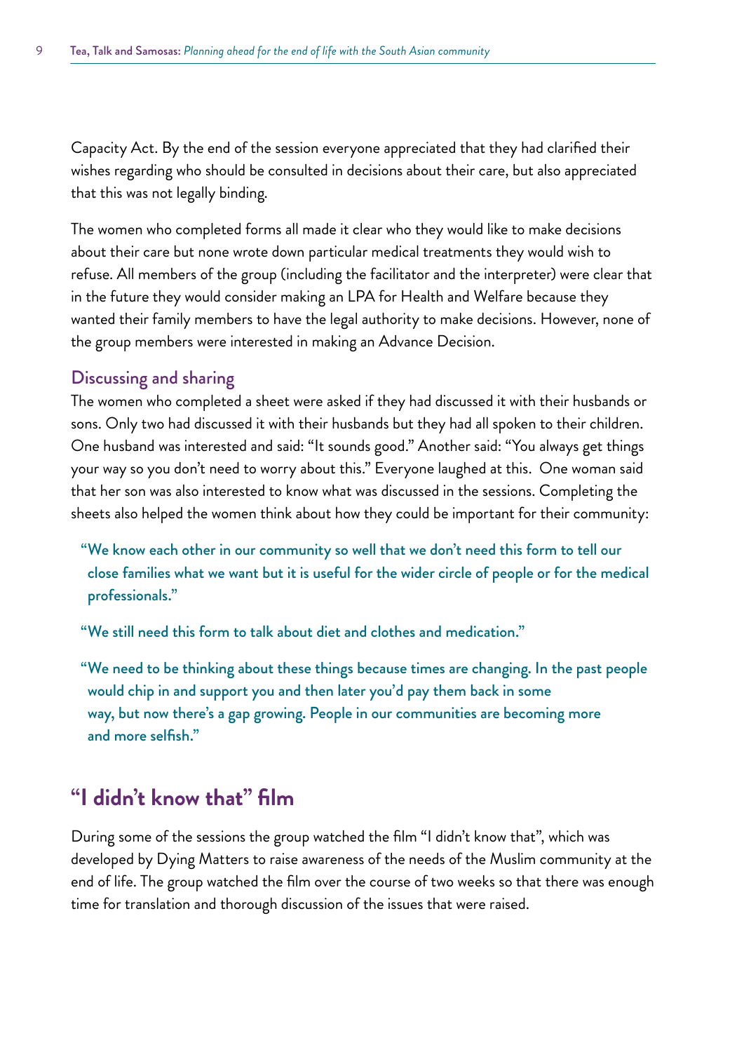Capacity Act. By the end of the session everyone appreciated that they had clarified their wishes regarding who should be consulted in decisions about their care, but also appreciated that this was not legally binding.

The women who completed forms all made it clear who they would like to make decisions about their care but none wrote down particular medical treatments they would wish to refuse. All members of the group (including the facilitator and the interpreter) were clear that in the future they would consider making an LPA for Health and Welfare because they wanted their family members to have the legal authority to make decisions. However, none of the group members were interested in making an Advance Decision.

### Discussing and sharing

The women who completed a sheet were asked if they had discussed it with their husbands or sons. Only two had discussed it with their husbands but they had all spoken to their children. One husband was interested and said: "It sounds good." Another said: "You always get things your way so you don't need to worry about this." Everyone laughed at this. One woman said that her son was also interested to know what was discussed in the sessions. Completing the sheets also helped the women think about how they could be important for their community:

> **"We know each other in our community so well that we don't need this form to tell our close families what we want but it is useful for the wider circle of people or for the medical professionals."**

> **"We still need this form to talk about diet and clothes and medication."**

> **"We need to be thinking about these things because times are changing. In the past people would chip in and support you and then later you'd pay them back in some way, but now there's a gap growing. People in our communities are becoming more and more selfish."**

## "I didn't know that" film

During some of the sessions the group watched the film "I didn't know that", which was developed by Dying Matters to raise awareness of the needs of the Muslim community at the end of life. The group watched the film over the course of two weeks so that there was enough time for translation and thorough discussion of the issues that were raised.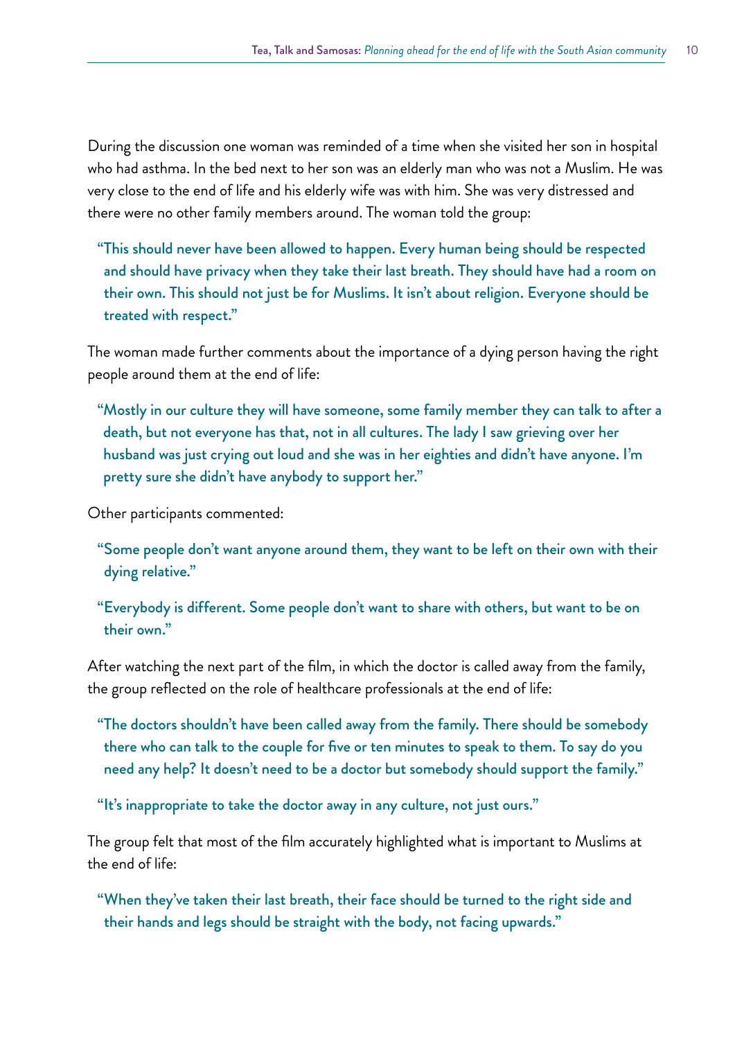During the discussion one woman was reminded of a time when she visited her son in hospital who had asthma. In the bed next to her son was an elderly man who was not a Muslim. He was very close to the end of life and his elderly wife was with him. She was very distressed and there were no other family members around. The woman told the group:

> "This should never have been allowed to happen. Every human being should be respected and should have privacy when they take their last breath. They should have had a room on their own. This should not just be for Muslims. It isn't about religion. Everyone should be treated with respect."

The woman made further comments about the importance of a dying person having the right people around them at the end of life:

> "Mostly in our culture they will have someone, some family member they can talk to after a death, but not everyone has that, not in all cultures. The lady I saw grieving over her husband was just crying out loud and she was in her eighties and didn't have anyone. I'm pretty sure she didn't have anybody to support her."

Other participants commented:

> "Some people don't want anyone around them, they want to be left on their own with their dying relative."

> "Everybody is different. Some people don't want to share with others, but want to be on their own."

After watching the next part of the film, in which the doctor is called away from the family, the group reflected on the role of healthcare professionals at the end of life:

> "The doctors shouldn't have been called away from the family. There should be somebody there who can talk to the couple for five or ten minutes to speak to them. To say do you need any help? It doesn't need to be a doctor but somebody should support the family."

> "It's inappropriate to take the doctor away in any culture, not just ours."

The group felt that most of the film accurately highlighted what is important to Muslims at the end of life:

> "When they've taken their last breath, their face should be turned to the right side and their hands and legs should be straight with the body, not facing upwards."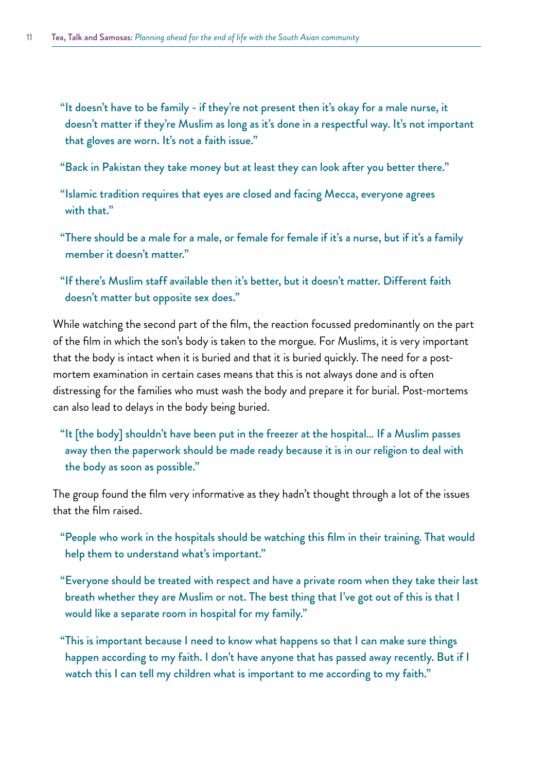> "It doesn't have to be family - if they're not present then it's okay for a male nurse, it doesn't matter if they're Muslim as long as it's done in a respectful way. It's not important that gloves are worn. It's not a faith issue."

> "Back in Pakistan they take money but at least they can look after you better there."

> "Islamic tradition requires that eyes are closed and facing Mecca, everyone agrees with that."

> "There should be a male for a male, or female for female if it's a nurse, but if it's a family member it doesn't matter."

> "If there's Muslim staff available then it's better, but it doesn't matter. Different faith doesn't matter but opposite sex does."

While watching the second part of the film, the reaction focussed predominantly on the part of the film in which the son's body is taken to the morgue. For Muslims, it is very important that the body is intact when it is buried and that it is buried quickly. The need for a post-mortem examination in certain cases means that this is not always done and is often distressing for the families who must wash the body and prepare it for burial. Post-mortems can also lead to delays in the body being buried.

> "It [the body] shouldn't have been put in the freezer at the hospital... If a Muslim passes away then the paperwork should be made ready because it is in our religion to deal with the body as soon as possible."

The group found the film very informative as they hadn't thought through a lot of the issues that the film raised.

> "People who work in the hospitals should be watching this film in their training. That would help them to understand what's important."

> "Everyone should be treated with respect and have a private room when they take their last breath whether they are Muslim or not. The best thing that I've got out of this is that I would like a separate room in hospital for my family."

> "This is important because I need to know what happens so that I can make sure things happen according to my faith. I don't have anyone that has passed away recently. But if I watch this I can tell my children what is important to me according to my faith."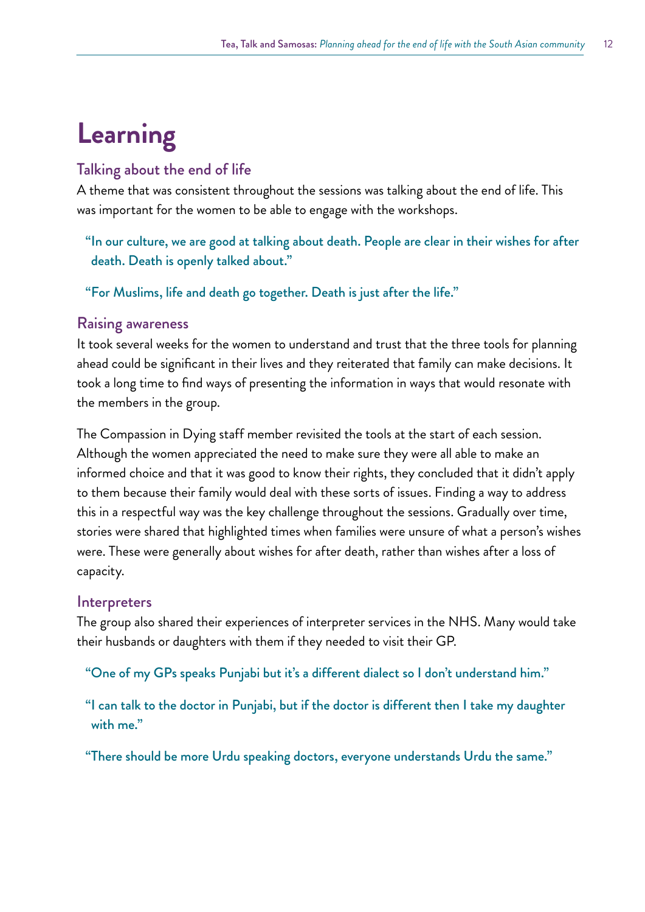# Learning

## Talking about the end of life

A theme that was consistent throughout the sessions was talking about the end of life. This was important for the women to be able to engage with the workshops.

> "In our culture, we are good at talking about death. People are clear in their wishes for after death. Death is openly talked about."

> "For Muslims, life and death go together. Death is just after the life."

## Raising awareness

It took several weeks for the women to understand and trust that the three tools for planning ahead could be significant in their lives and they reiterated that family can make decisions. It took a long time to find ways of presenting the information in ways that would resonate with the members in the group.

The Compassion in Dying staff member revisited the tools at the start of each session. Although the women appreciated the need to make sure they were all able to make an informed choice and that it was good to know their rights, they concluded that it didn't apply to them because their family would deal with these sorts of issues. Finding a way to address this in a respectful way was the key challenge throughout the sessions. Gradually over time, stories were shared that highlighted times when families were unsure of what a person's wishes were. These were generally about wishes for after death, rather than wishes after a loss of capacity.

## Interpreters

The group also shared their experiences of interpreter services in the NHS. Many would take their husbands or daughters with them if they needed to visit their GP.

> "One of my GPs speaks Punjabi but it's a different dialect so I don't understand him."

> "I can talk to the doctor in Punjabi, but if the doctor is different then I take my daughter with me."

> "There should be more Urdu speaking doctors, everyone understands Urdu the same."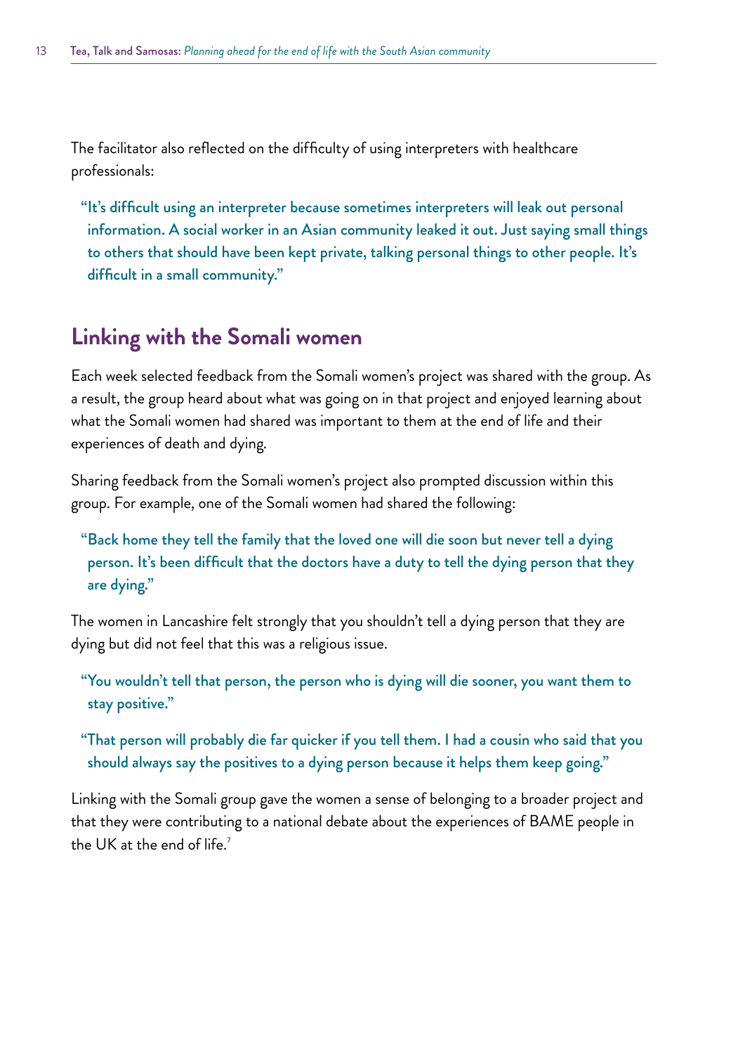The facilitator also reflected on the difficulty of using interpreters with healthcare professionals:

> "It's difficult using an interpreter because sometimes interpreters will leak out personal information. A social worker in an Asian community leaked it out. Just saying small things to others that should have been kept private, talking personal things to other people. It's difficult in a small community."

## Linking with the Somali women

Each week selected feedback from the Somali women's project was shared with the group. As a result, the group heard about what was going on in that project and enjoyed learning about what the Somali women had shared was important to them at the end of life and their experiences of death and dying.

Sharing feedback from the Somali women's project also prompted discussion within this group. For example, one of the Somali women had shared the following:

> "Back home they tell the family that the loved one will die soon but never tell a dying person. It's been difficult that the doctors have a duty to tell the dying person that they are dying."

The women in Lancashire felt strongly that you shouldn't tell a dying person that they are dying but did not feel that this was a religious issue.

> "You wouldn't tell that person, the person who is dying will die sooner, you want them to stay positive."

> "That person will probably die far quicker if you tell them. I had a cousin who said that you should always say the positives to a dying person because it helps them keep going."

Linking with the Somali group gave the women a sense of belonging to a broader project and that they were contributing to a national debate about the experiences of BAME people in the UK at the end of life.[7]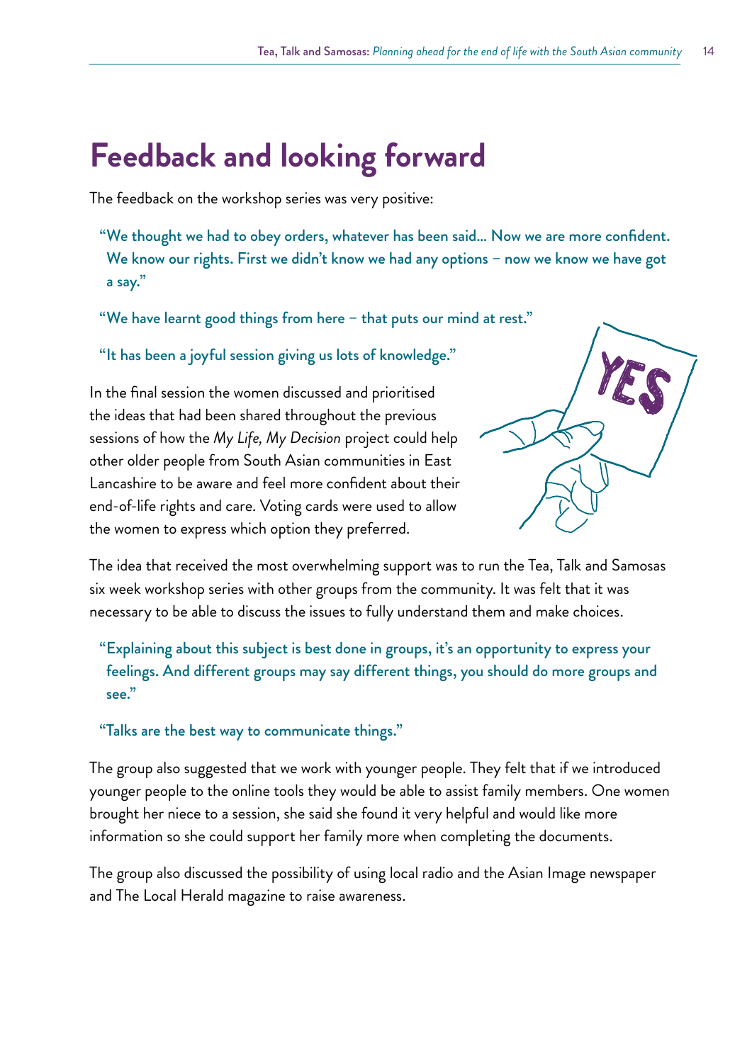# Feedback and looking forward

The feedback on the workshop series was very positive:

> "We thought we had to obey orders, whatever has been said... Now we are more confident. We know our rights. First we didn't know we had any options – now we know we have got a say."

> "We have learnt good things from here – that puts our mind at rest."

> "It has been a joyful session giving us lots of knowledge."

In the final session the women discussed and prioritised the ideas that had been shared throughout the previous sessions of how the *My Life, My Decision* project could help other older people from South Asian communities in East Lancashire to be aware and feel more confident about their end-of-life rights and care. Voting cards were used to allow the women to express which option they preferred.

The idea that received the most overwhelming support was to run the Tea, Talk and Samosas six week workshop series with other groups from the community. It was felt that it was necessary to be able to discuss the issues to fully understand them and make choices.

> "Explaining about this subject is best done in groups, it's an opportunity to express your feelings. And different groups may say different things, you should do more groups and see."

> "Talks are the best way to communicate things."

The group also suggested that we work with younger people. They felt that if we introduced younger people to the online tools they would be able to assist family members. One women brought her niece to a session, she said she found it very helpful and would like more information so she could support her family more when completing the documents.

The group also discussed the possibility of using local radio and the Asian Image newspaper and The Local Herald magazine to raise awareness.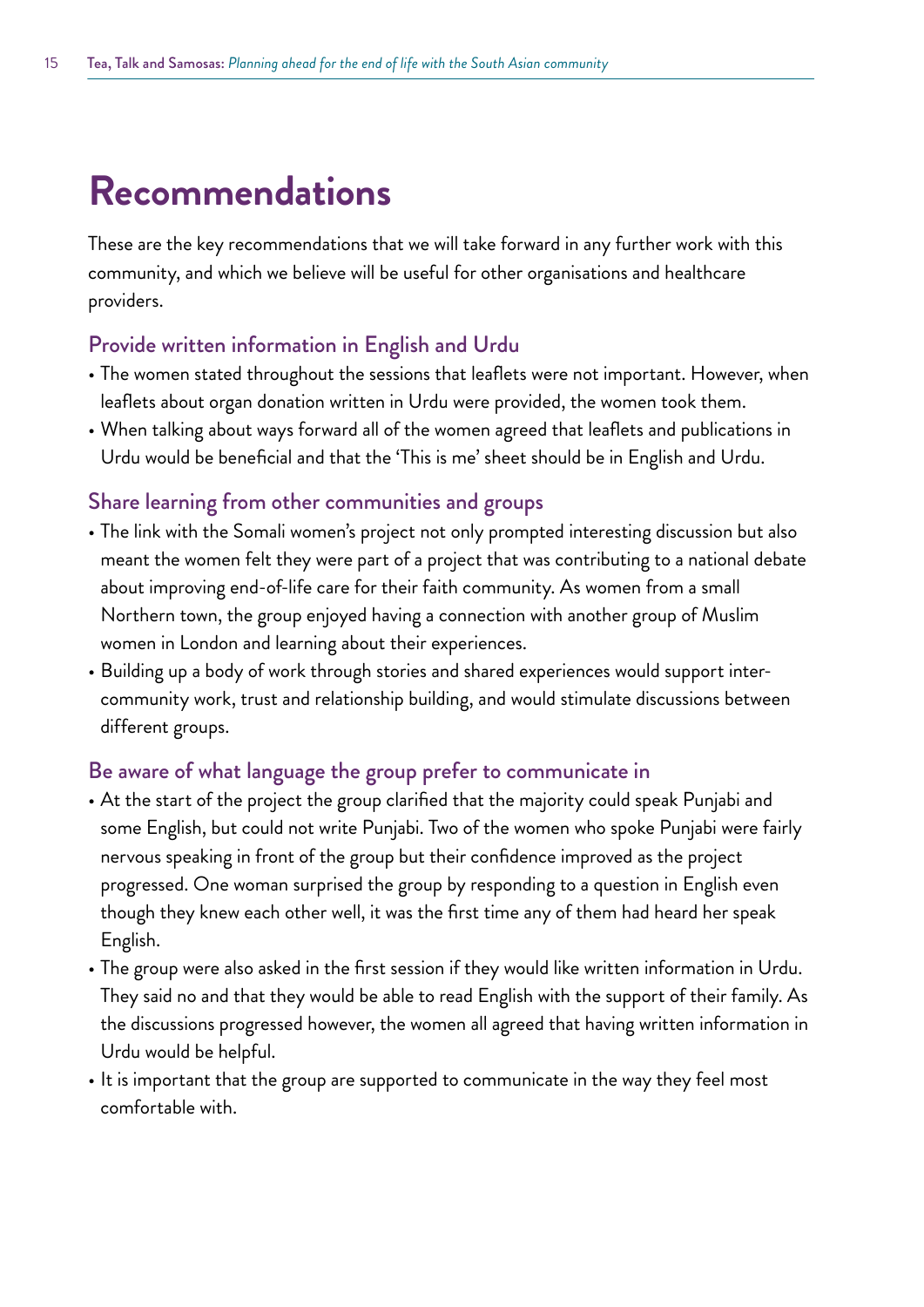# Recommendations

These are the key recommendations that we will take forward in any further work with this community, and which we believe will be useful for other organisations and healthcare providers.

## Provide written information in English and Urdu

- The women stated throughout the sessions that leaflets were not important. However, when leaflets about organ donation written in Urdu were provided, the women took them.
- When talking about ways forward all of the women agreed that leaflets and publications in Urdu would be beneficial and that the 'This is me' sheet should be in English and Urdu.

## Share learning from other communities and groups

- The link with the Somali women's project not only prompted interesting discussion but also meant the women felt they were part of a project that was contributing to a national debate about improving end-of-life care for their faith community. As women from a small Northern town, the group enjoyed having a connection with another group of Muslim women in London and learning about their experiences.
- Building up a body of work through stories and shared experiences would support inter-community work, trust and relationship building, and would stimulate discussions between different groups.

## Be aware of what language the group prefer to communicate in

- At the start of the project the group clarified that the majority could speak Punjabi and some English, but could not write Punjabi. Two of the women who spoke Punjabi were fairly nervous speaking in front of the group but their confidence improved as the project progressed. One woman surprised the group by responding to a question in English even though they knew each other well, it was the first time any of them had heard her speak English.
- The group were also asked in the first session if they would like written information in Urdu. They said no and that they would be able to read English with the support of their family. As the discussions progressed however, the women all agreed that having written information in Urdu would be helpful.
- It is important that the group are supported to communicate in the way they feel most comfortable with.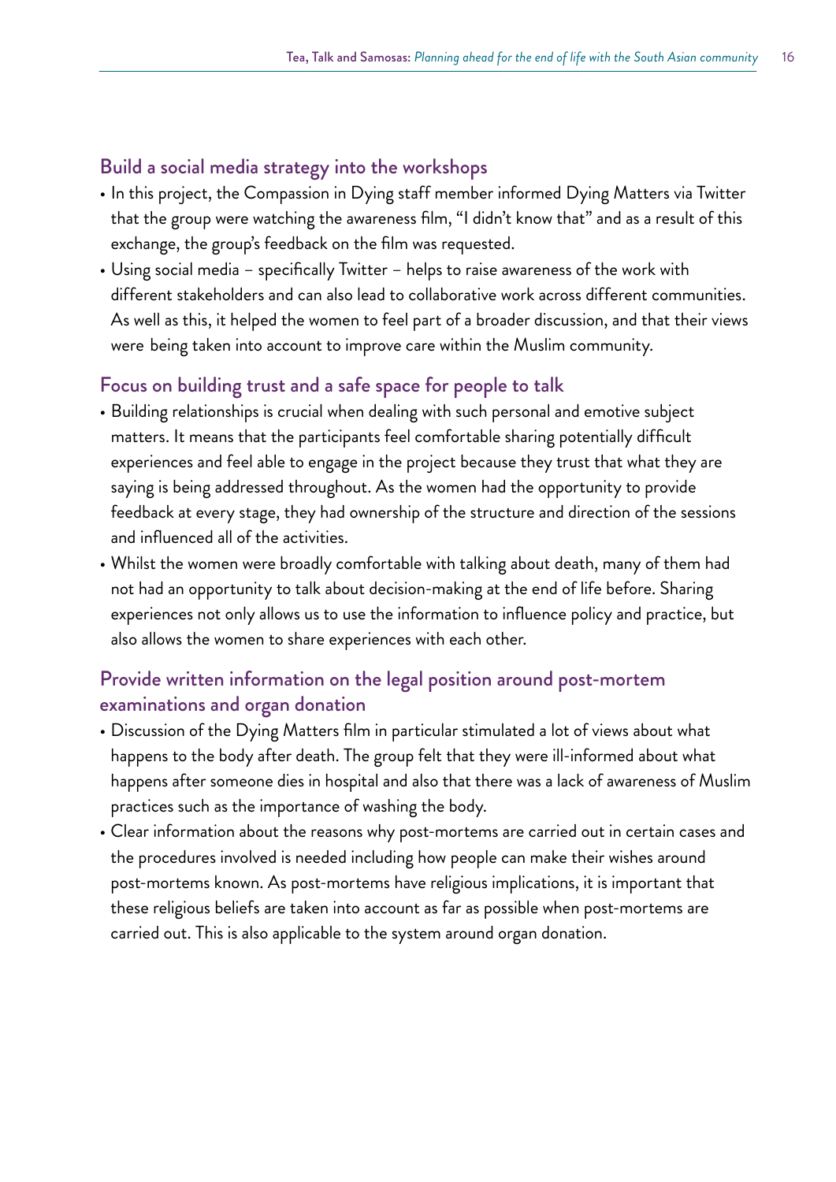## Build a social media strategy into the workshops

- In this project, the Compassion in Dying staff member informed Dying Matters via Twitter that the group were watching the awareness film, "I didn't know that" and as a result of this exchange, the group's feedback on the film was requested.
- Using social media – specifically Twitter – helps to raise awareness of the work with different stakeholders and can also lead to collaborative work across different communities. As well as this, it helped the women to feel part of a broader discussion, and that their views were being taken into account to improve care within the Muslim community.

## Focus on building trust and a safe space for people to talk

- Building relationships is crucial when dealing with such personal and emotive subject matters. It means that the participants feel comfortable sharing potentially difficult experiences and feel able to engage in the project because they trust that what they are saying is being addressed throughout. As the women had the opportunity to provide feedback at every stage, they had ownership of the structure and direction of the sessions and influenced all of the activities.
- Whilst the women were broadly comfortable with talking about death, many of them had not had an opportunity to talk about decision-making at the end of life before. Sharing experiences not only allows us to use the information to influence policy and practice, but also allows the women to share experiences with each other.

## Provide written information on the legal position around post-mortem examinations and organ donation

- Discussion of the Dying Matters film in particular stimulated a lot of views about what happens to the body after death. The group felt that they were ill-informed about what happens after someone dies in hospital and also that there was a lack of awareness of Muslim practices such as the importance of washing the body.
- Clear information about the reasons why post-mortems are carried out in certain cases and the procedures involved is needed including how people can make their wishes around post-mortems known. As post-mortems have religious implications, it is important that these religious beliefs are taken into account as far as possible when post-mortems are carried out. This is also applicable to the system around organ donation.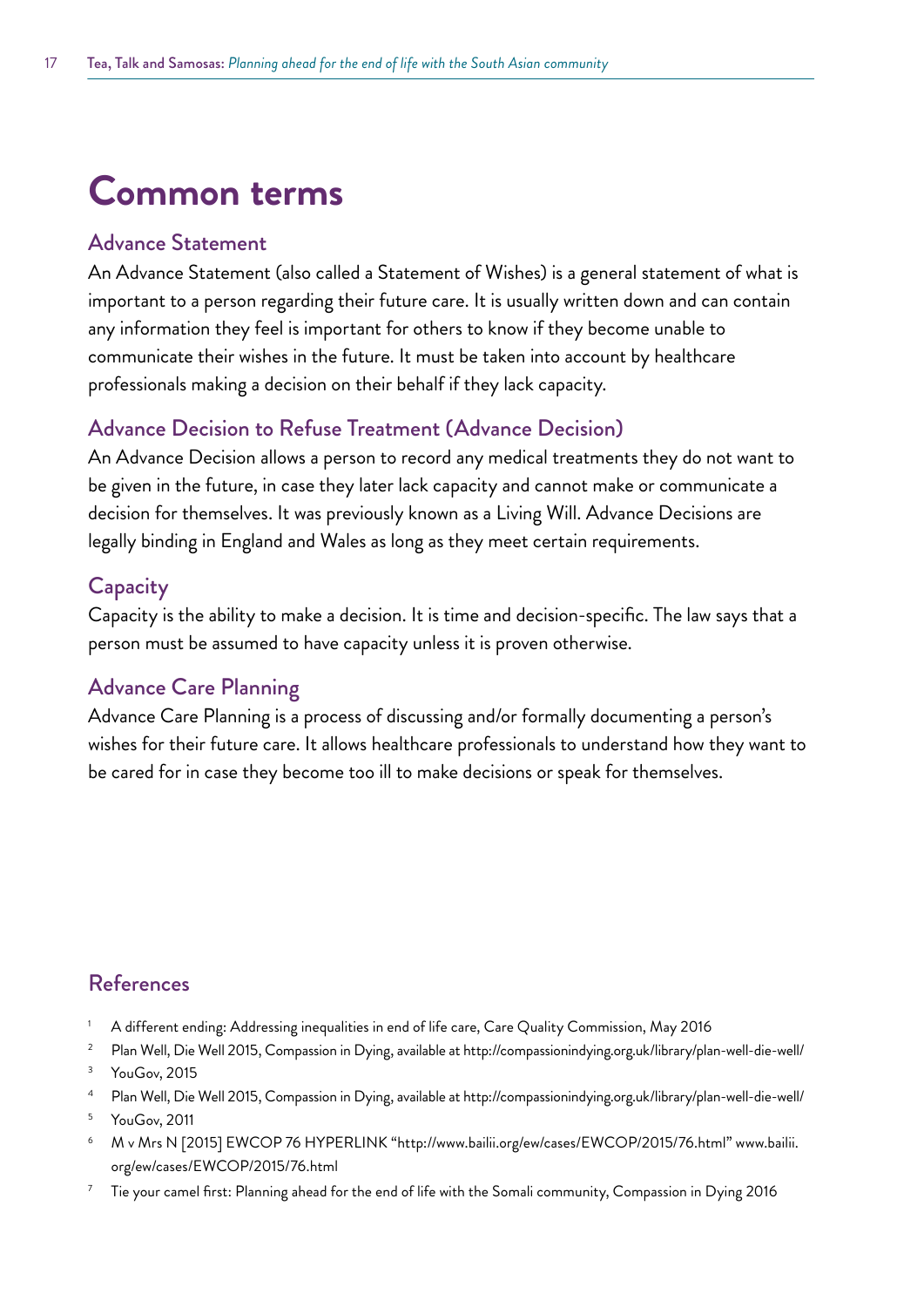# Common terms

## Advance Statement

An Advance Statement (also called a Statement of Wishes) is a general statement of what is important to a person regarding their future care. It is usually written down and can contain any information they feel is important for others to know if they become unable to communicate their wishes in the future. It must be taken into account by healthcare professionals making a decision on their behalf if they lack capacity.

## Advance Decision to Refuse Treatment (Advance Decision)

An Advance Decision allows a person to record any medical treatments they do not want to be given in the future, in case they later lack capacity and cannot make or communicate a decision for themselves. It was previously known as a Living Will. Advance Decisions are legally binding in England and Wales as long as they meet certain requirements.

## Capacity

Capacity is the ability to make a decision. It is time and decision-specific. The law says that a person must be assumed to have capacity unless it is proven otherwise.

## Advance Care Planning

Advance Care Planning is a process of discussing and/or formally documenting a person's wishes for their future care. It allows healthcare professionals to understand how they want to be cared for in case they become too ill to make decisions or speak for themselves.

## References

1. A different ending: Addressing inequalities in end of life care, Care Quality Commission, May 2016
2. Plan Well, Die Well 2015, Compassion in Dying, available at http://compassionindying.org.uk/library/plan-well-die-well/
3. YouGov, 2015
4. Plan Well, Die Well 2015, Compassion in Dying, available at http://compassionindying.org.uk/library/plan-well-die-well/
5. YouGov, 2011
6. M v Mrs N [2015] EWCOP 76 HYPERLINK "http://www.bailii.org/ew/cases/EWCOP/2015/76.html" www.bailii.org/ew/cases/EWCOP/2015/76.html
7. Tie your camel first: Planning ahead for the end of life with the Somali community, Compassion in Dying 2016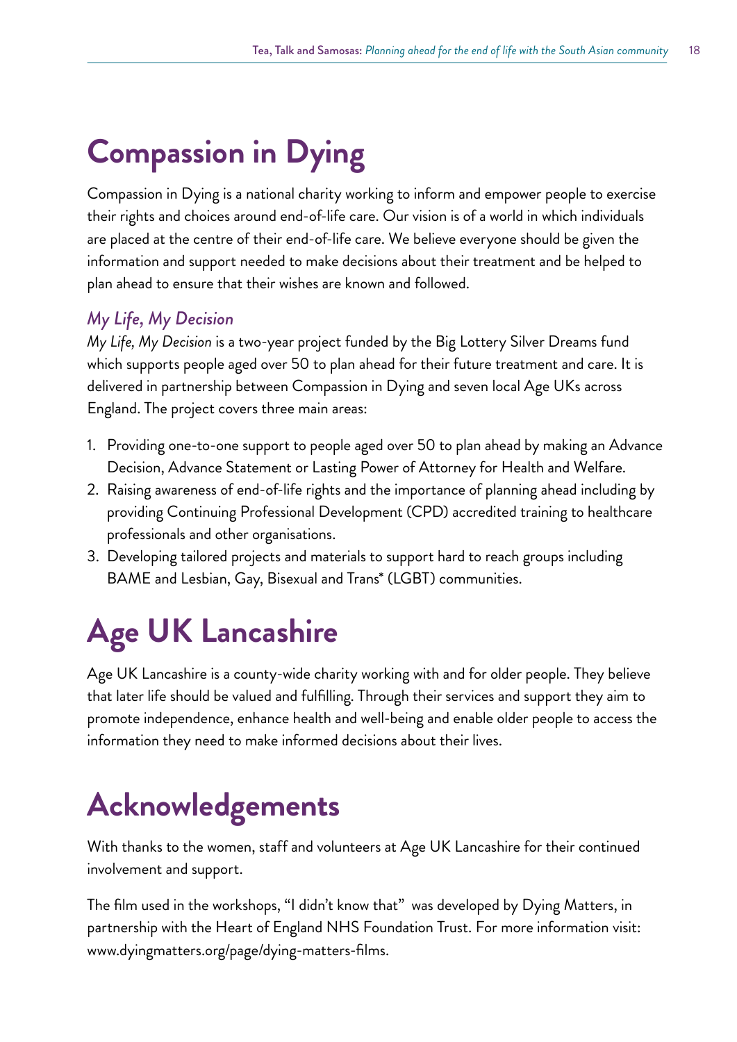# Compassion in Dying

Compassion in Dying is a national charity working to inform and empower people to exercise their rights and choices around end-of-life care. Our vision is of a world in which individuals are placed at the centre of their end-of-life care. We believe everyone should be given the information and support needed to make decisions about their treatment and be helped to plan ahead to ensure that their wishes are known and followed.

### *My Life, My Decision*

*My Life, My Decision* is a two-year project funded by the Big Lottery Silver Dreams fund which supports people aged over 50 to plan ahead for their future treatment and care. It is delivered in partnership between Compassion in Dying and seven local Age UKs across England. The project covers three main areas:

1. Providing one-to-one support to people aged over 50 to plan ahead by making an Advance Decision, Advance Statement or Lasting Power of Attorney for Health and Welfare.
2. Raising awareness of end-of-life rights and the importance of planning ahead including by providing Continuing Professional Development (CPD) accredited training to healthcare professionals and other organisations.
3. Developing tailored projects and materials to support hard to reach groups including BAME and Lesbian, Gay, Bisexual and Trans* (LGBT) communities.

# Age UK Lancashire

Age UK Lancashire is a county-wide charity working with and for older people. They believe that later life should be valued and fulfilling. Through their services and support they aim to promote independence, enhance health and well-being and enable older people to access the information they need to make informed decisions about their lives.

# Acknowledgements

With thanks to the women, staff and volunteers at Age UK Lancashire for their continued involvement and support.

The film used in the workshops, "I didn't know that" was developed by Dying Matters, in partnership with the Heart of England NHS Foundation Trust. For more information visit: www.dyingmatters.org/page/dying-matters-films.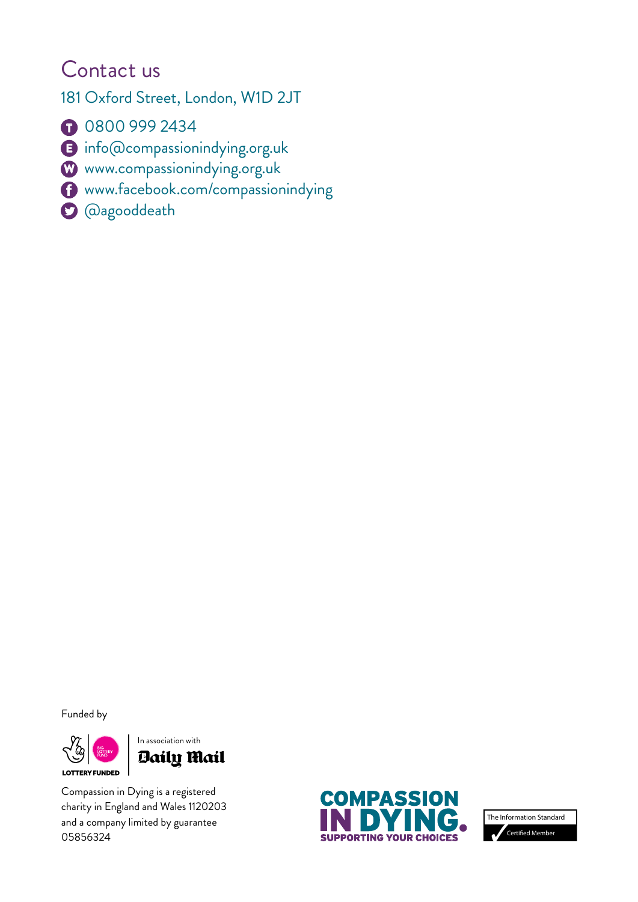## Contact us

181 Oxford Street, London, W1D 2JT

- T 0800 999 2434
- E info@compassionindying.org.uk
- W www.compassionindying.org.uk
- www.facebook.com/compassionindying
- @agooddeath

Funded by

LOTTERY FUNDED

In association with Daily Mail

Compassion in Dying is a registered charity in England and Wales 1120203 and a company limited by guarantee 05856324

COMPASSION IN DYING. SUPPORTING YOUR CHOICES

The Information Standard Certified Member